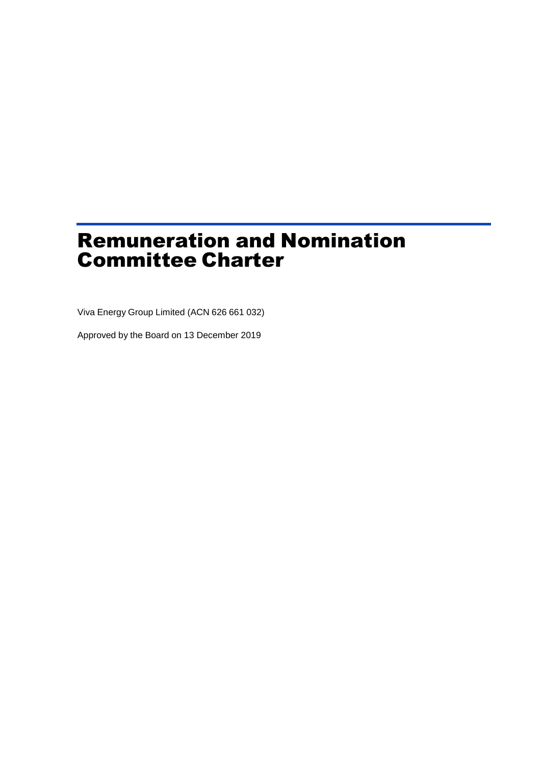# Remuneration and Nomination Committee Charter

Viva Energy Group Limited (ACN 626 661 032)

Approved by the Board on 13 December 2019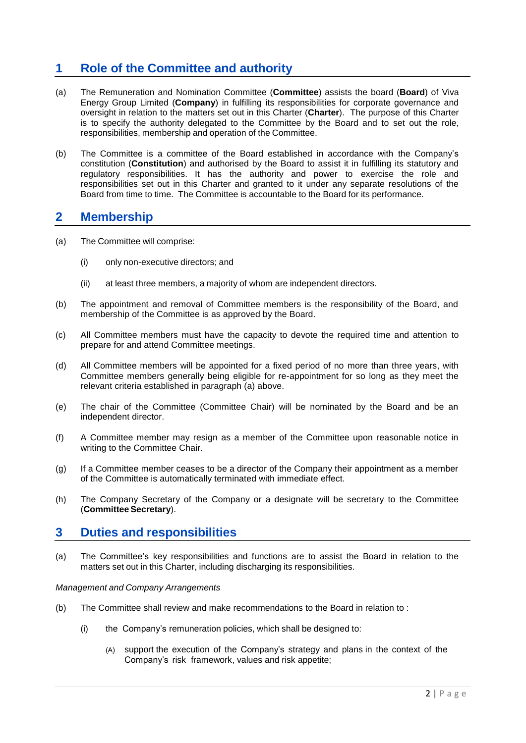## 1 Role of the Committee and authority

(a) The Remuneration and Nomination Committee (**Committee**) assists the board (**Board**) of Viva Energy Group Limited (**Company**) in fulfilling its responsibilities for corporate governance and oversight in relation to the matters set out in this Charter (**Charter**). The purpose of this Charter is to specify the authority delegated to the Committee by the Board and to set out the role, responsibilities, membership and operation of the Committee.

(b) The Committee is a committee of the Board established in accordance with the Company's constitution (**Constitution**) and authorised by the Board to assist it in fulfilling its statutory and regulatory responsibilities. It has the authority and power to exercise the role and responsibilities set out in this Charter and granted to it under any separate resolutions of the Board from time to time. The Committee is accountable to the Board for its performance.

## 2 Membership

(a) The Committee will comprise:

- (i) only non-executive directors; and
- (ii) at least three members, a majority of whom are independent directors.

(b) The appointment and removal of Committee members is the responsibility of the Board, and membership of the Committee is as approved by the Board.

(c) All Committee members must have the capacity to devote the required time and attention to prepare for and attend Committee meetings.

(d) All Committee members will be appointed for a fixed period of no more than three years, with Committee members generally being eligible for re-appointment for so long as they meet the relevant criteria established in paragraph (a) above.

(e) The chair of the Committee (Committee Chair) will be nominated by the Board and be an independent director.

(f) A Committee member may resign as a member of the Committee upon reasonable notice in writing to the Committee Chair.

(g) If a Committee member ceases to be a director of the Company their appointment as a member of the Committee is automatically terminated with immediate effect.

(h) The Company Secretary of the Company or a designate will be secretary to the Committee (**Committee Secretary**).

## 3 Duties and responsibilities

(a) The Committee's key responsibilities and functions are to assist the Board in relation to the matters set out in this Charter, including discharging its responsibilities.

*Management and Company Arrangements*

(b) The Committee shall review and make recommendations to the Board in relation to :

- (i) the Company's remuneration policies, which shall be designed to:
  - (A) support the execution of the Company's strategy and plans in the context of the Company's risk framework, values and risk appetite;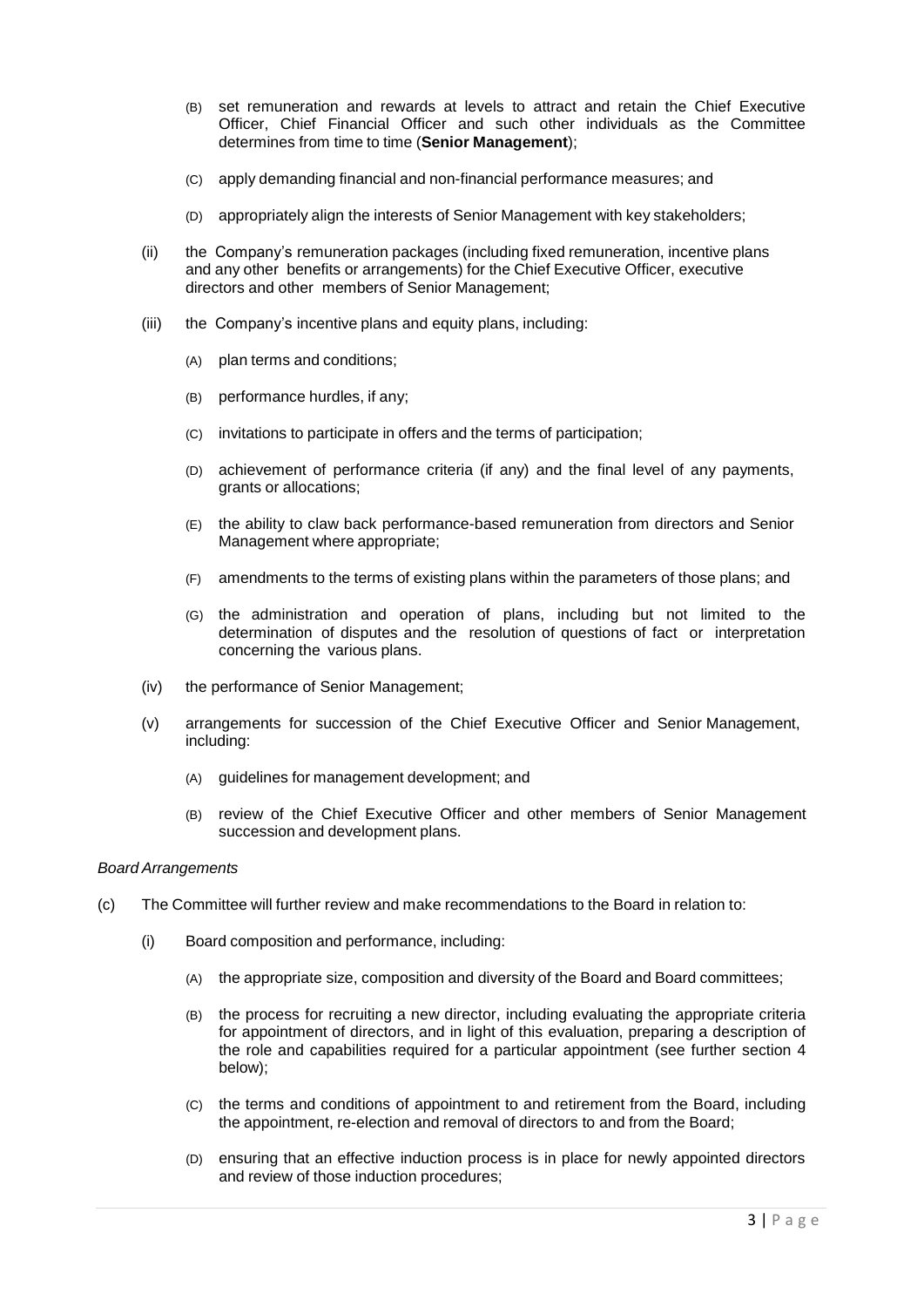- (B) set remuneration and rewards at levels to attract and retain the Chief Executive Officer, Chief Financial Officer and such other individuals as the Committee determines from time to time (**Senior Management**);
- (C) apply demanding financial and non-financial performance measures; and
- (D) appropriately align the interests of Senior Management with key stakeholders;

(ii) the Company's remuneration packages (including fixed remuneration, incentive plans and any other benefits or arrangements) for the Chief Executive Officer, executive directors and other members of Senior Management;

(iii) the Company's incentive plans and equity plans, including:

- (A) plan terms and conditions;
- (B) performance hurdles, if any;
- (C) invitations to participate in offers and the terms of participation;
- (D) achievement of performance criteria (if any) and the final level of any payments, grants or allocations;
- (E) the ability to claw back performance-based remuneration from directors and Senior Management where appropriate;
- (F) amendments to the terms of existing plans within the parameters of those plans; and
- (G) the administration and operation of plans, including but not limited to the determination of disputes and the resolution of questions of fact or interpretation concerning the various plans.

(iv) the performance of Senior Management;

(v) arrangements for succession of the Chief Executive Officer and Senior Management, including:

- (A) guidelines for management development; and
- (B) review of the Chief Executive Officer and other members of Senior Management succession and development plans.

*Board Arrangements*

(c) The Committee will further review and make recommendations to the Board in relation to:

(i) Board composition and performance, including:

- (A) the appropriate size, composition and diversity of the Board and Board committees;
- (B) the process for recruiting a new director, including evaluating the appropriate criteria for appointment of directors, and in light of this evaluation, preparing a description of the role and capabilities required for a particular appointment (see further section 4 below);
- (C) the terms and conditions of appointment to and retirement from the Board, including the appointment, re-election and removal of directors to and from the Board;
- (D) ensuring that an effective induction process is in place for newly appointed directors and review of those induction procedures;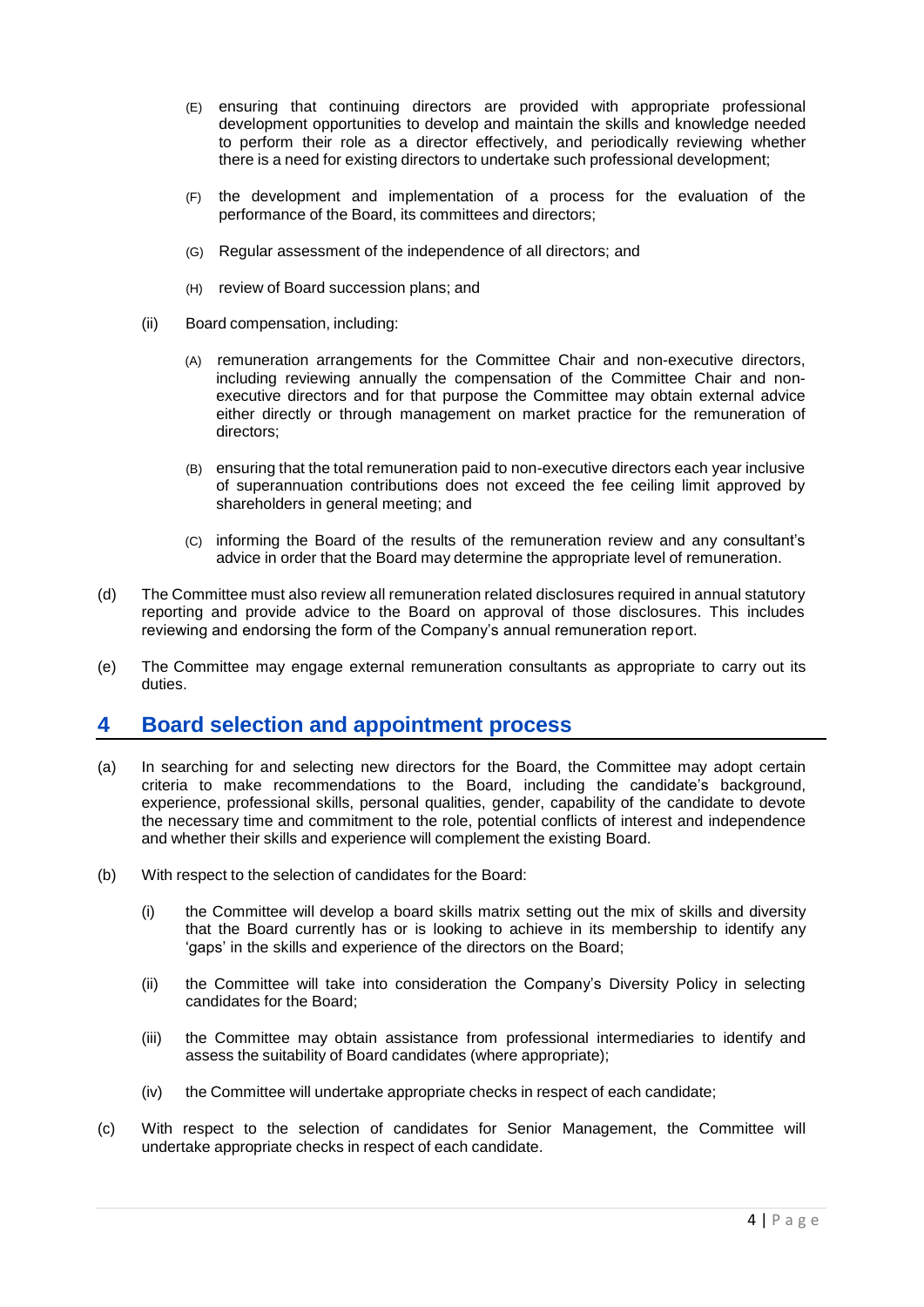(E) ensuring that continuing directors are provided with appropriate professional development opportunities to develop and maintain the skills and knowledge needed to perform their role as a director effectively, and periodically reviewing whether there is a need for existing directors to undertake such professional development;

(F) the development and implementation of a process for the evaluation of the performance of the Board, its committees and directors;

(G) Regular assessment of the independence of all directors; and

(H) review of Board succession plans; and

(ii) Board compensation, including:

(A) remuneration arrangements for the Committee Chair and non-executive directors, including reviewing annually the compensation of the Committee Chair and non-executive directors and for that purpose the Committee may obtain external advice either directly or through management on market practice for the remuneration of directors;

(B) ensuring that the total remuneration paid to non-executive directors each year inclusive of superannuation contributions does not exceed the fee ceiling limit approved by shareholders in general meeting; and

(C) informing the Board of the results of the remuneration review and any consultant's advice in order that the Board may determine the appropriate level of remuneration.

(d) The Committee must also review all remuneration related disclosures required in annual statutory reporting and provide advice to the Board on approval of those disclosures. This includes reviewing and endorsing the form of the Company's annual remuneration report.

(e) The Committee may engage external remuneration consultants as appropriate to carry out its duties.

## 4 Board selection and appointment process

(a) In searching for and selecting new directors for the Board, the Committee may adopt certain criteria to make recommendations to the Board, including the candidate's background, experience, professional skills, personal qualities, gender, capability of the candidate to devote the necessary time and commitment to the role, potential conflicts of interest and independence and whether their skills and experience will complement the existing Board.

(b) With respect to the selection of candidates for the Board:

(i) the Committee will develop a board skills matrix setting out the mix of skills and diversity that the Board currently has or is looking to achieve in its membership to identify any 'gaps' in the skills and experience of the directors on the Board;

(ii) the Committee will take into consideration the Company's Diversity Policy in selecting candidates for the Board;

(iii) the Committee may obtain assistance from professional intermediaries to identify and assess the suitability of Board candidates (where appropriate);

(iv) the Committee will undertake appropriate checks in respect of each candidate;

(c) With respect to the selection of candidates for Senior Management, the Committee will undertake appropriate checks in respect of each candidate.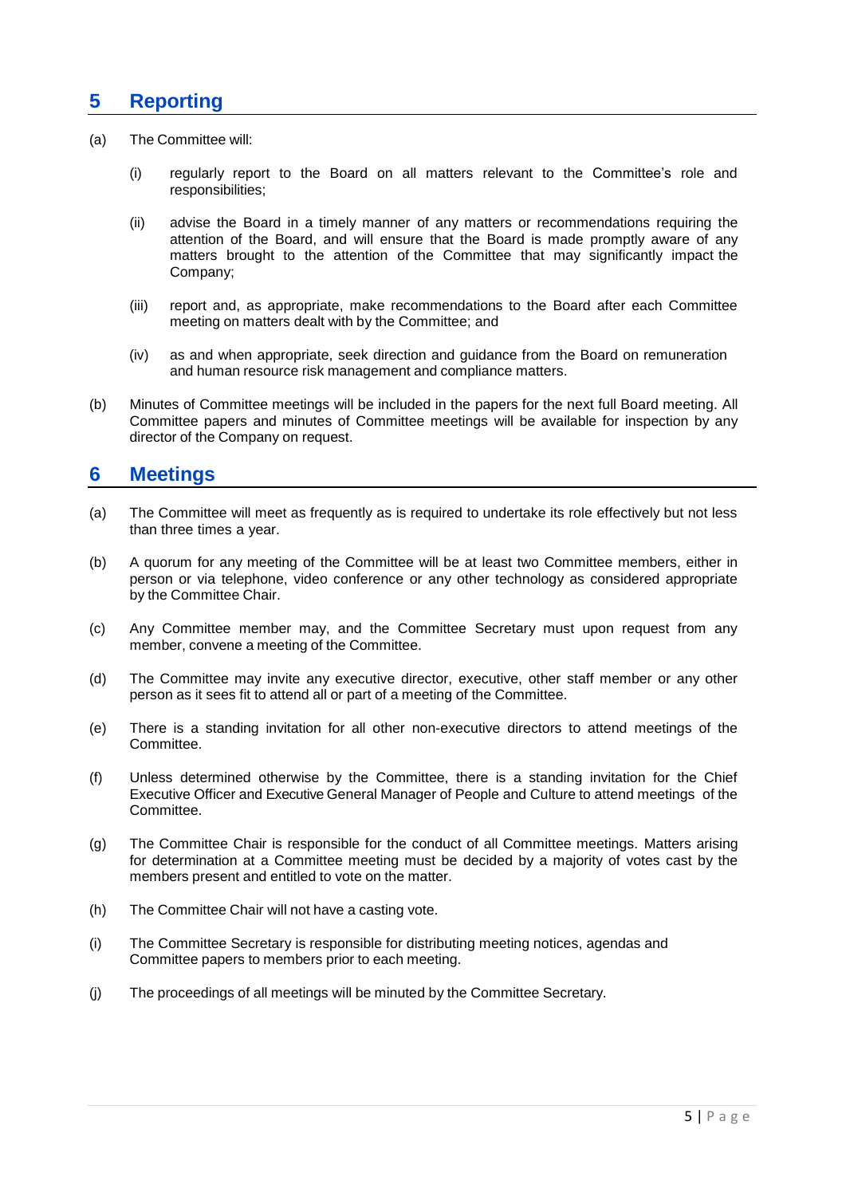## 5 Reporting

(a) The Committee will:

  (i) regularly report to the Board on all matters relevant to the Committee's role and responsibilities;

  (ii) advise the Board in a timely manner of any matters or recommendations requiring the attention of the Board, and will ensure that the Board is made promptly aware of any matters brought to the attention of the Committee that may significantly impact the Company;

  (iii) report and, as appropriate, make recommendations to the Board after each Committee meeting on matters dealt with by the Committee; and

  (iv) as and when appropriate, seek direction and guidance from the Board on remuneration and human resource risk management and compliance matters.

(b) Minutes of Committee meetings will be included in the papers for the next full Board meeting. All Committee papers and minutes of Committee meetings will be available for inspection by any director of the Company on request.

## 6 Meetings

(a) The Committee will meet as frequently as is required to undertake its role effectively but not less than three times a year.

(b) A quorum for any meeting of the Committee will be at least two Committee members, either in person or via telephone, video conference or any other technology as considered appropriate by the Committee Chair.

(c) Any Committee member may, and the Committee Secretary must upon request from any member, convene a meeting of the Committee.

(d) The Committee may invite any executive director, executive, other staff member or any other person as it sees fit to attend all or part of a meeting of the Committee.

(e) There is a standing invitation for all other non-executive directors to attend meetings of the Committee.

(f) Unless determined otherwise by the Committee, there is a standing invitation for the Chief Executive Officer and Executive General Manager of People and Culture to attend meetings of the Committee.

(g) The Committee Chair is responsible for the conduct of all Committee meetings. Matters arising for determination at a Committee meeting must be decided by a majority of votes cast by the members present and entitled to vote on the matter.

(h) The Committee Chair will not have a casting vote.

(i) The Committee Secretary is responsible for distributing meeting notices, agendas and Committee papers to members prior to each meeting.

(j) The proceedings of all meetings will be minuted by the Committee Secretary.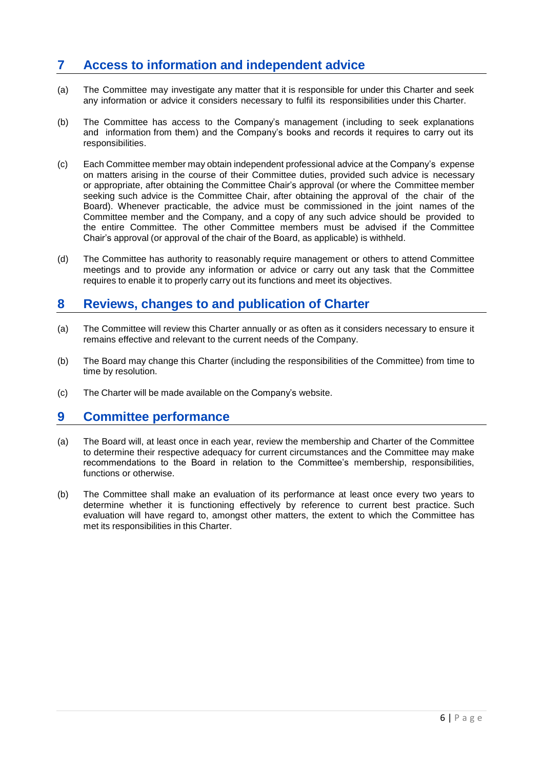## 7 Access to information and independent advice

(a) The Committee may investigate any matter that it is responsible for under this Charter and seek any information or advice it considers necessary to fulfil its responsibilities under this Charter.

(b) The Committee has access to the Company's management (including to seek explanations and information from them) and the Company's books and records it requires to carry out its responsibilities.

(c) Each Committee member may obtain independent professional advice at the Company's expense on matters arising in the course of their Committee duties, provided such advice is necessary or appropriate, after obtaining the Committee Chair's approval (or where the Committee member seeking such advice is the Committee Chair, after obtaining the approval of the chair of the Board). Whenever practicable, the advice must be commissioned in the joint names of the Committee member and the Company, and a copy of any such advice should be provided to the entire Committee. The other Committee members must be advised if the Committee Chair's approval (or approval of the chair of the Board, as applicable) is withheld.

(d) The Committee has authority to reasonably require management or others to attend Committee meetings and to provide any information or advice or carry out any task that the Committee requires to enable it to properly carry out its functions and meet its objectives.

## 8 Reviews, changes to and publication of Charter

(a) The Committee will review this Charter annually or as often as it considers necessary to ensure it remains effective and relevant to the current needs of the Company.

(b) The Board may change this Charter (including the responsibilities of the Committee) from time to time by resolution.

(c) The Charter will be made available on the Company's website.

## 9 Committee performance

(a) The Board will, at least once in each year, review the membership and Charter of the Committee to determine their respective adequacy for current circumstances and the Committee may make recommendations to the Board in relation to the Committee's membership, responsibilities, functions or otherwise.

(b) The Committee shall make an evaluation of its performance at least once every two years to determine whether it is functioning effectively by reference to current best practice. Such evaluation will have regard to, amongst other matters, the extent to which the Committee has met its responsibilities in this Charter.